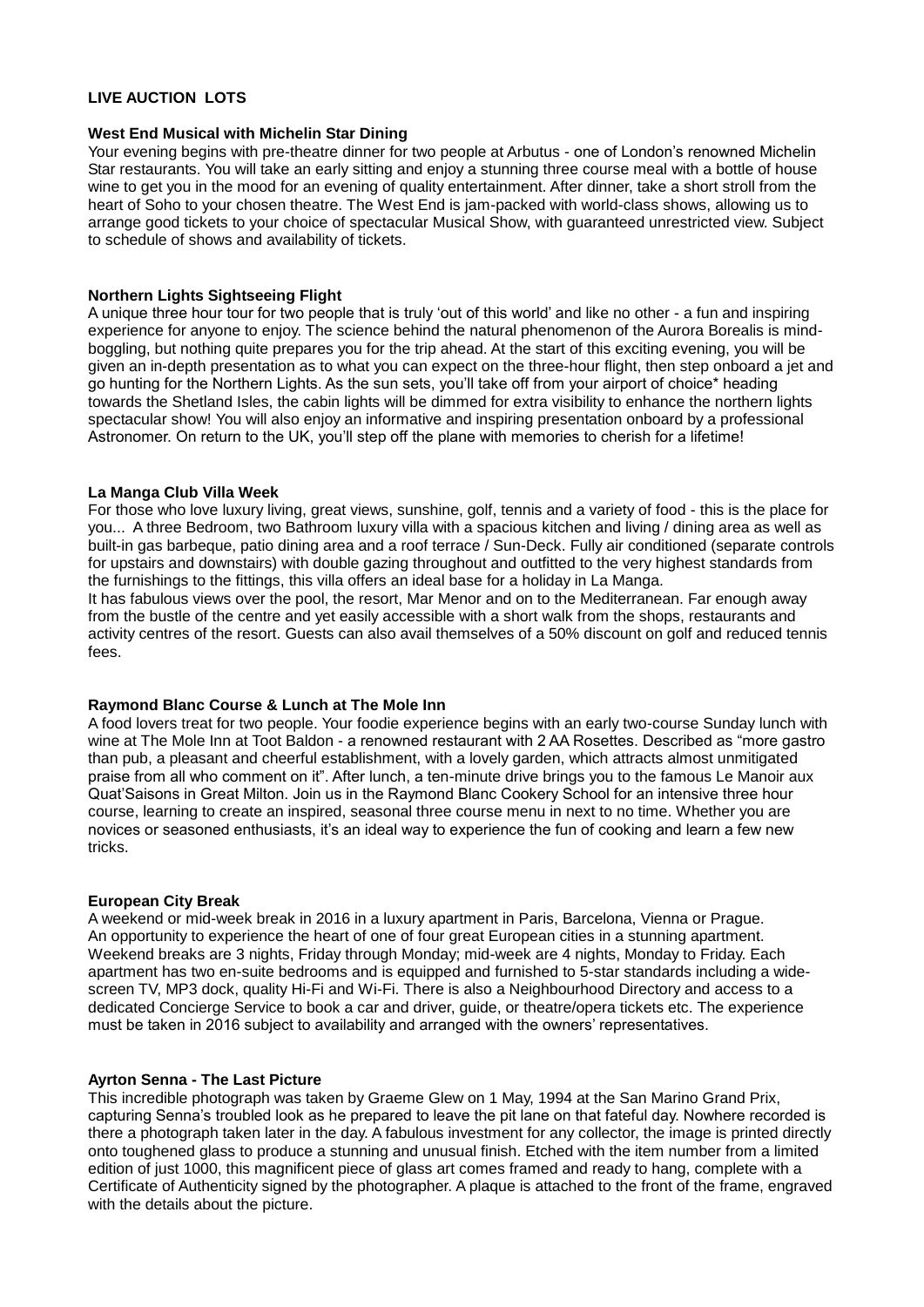# LIVE AUCTION LOTS

## West End Musical with Michelin Star Dining

Your evening begins with pre-theatre dinner for two people at Arbutus - one of London's renowned Michelin Star restaurants. You will take an early sitting and enjoy a stunning three course meal with a bottle of house wine to get you in the mood for an evening of quality entertainment. After dinner, take a short stroll from the heart of Soho to your chosen theatre. The West End is jam-packed with world-class shows, allowing us to arrange good tickets to your choice of spectacular Musical Show, with guaranteed unrestricted view. Subject to schedule of shows and availability of tickets.

## Northern Lights Sightseeing Flight

A unique three hour tour for two people that is truly 'out of this world' and like no other - a fun and inspiring experience for anyone to enjoy. The science behind the natural phenomenon of the Aurora Borealis is mind-boggling, but nothing quite prepares you for the trip ahead. At the start of this exciting evening, you will be given an in-depth presentation as to what you can expect on the three-hour flight, then step onboard a jet and go hunting for the Northern Lights. As the sun sets, you'll take off from your airport of choice* heading towards the Shetland Isles, the cabin lights will be dimmed for extra visibility to enhance the northern lights spectacular show! You will also enjoy an informative and inspiring presentation onboard by a professional Astronomer. On return to the UK, you'll step off the plane with memories to cherish for a lifetime!

## La Manga Club Villa Week

For those who love luxury living, great views, sunshine, golf, tennis and a variety of food - this is the place for you... A three Bedroom, two Bathroom luxury villa with a spacious kitchen and living / dining area as well as built-in gas barbeque, patio dining area and a roof terrace / Sun-Deck. Fully air conditioned (separate controls for upstairs and downstairs) with double gazing throughout and outfitted to the very highest standards from the furnishings to the fittings, this villa offers an ideal base for a holiday in La Manga.

It has fabulous views over the pool, the resort, Mar Menor and on to the Mediterranean. Far enough away from the bustle of the centre and yet easily accessible with a short walk from the shops, restaurants and activity centres of the resort. Guests can also avail themselves of a 50% discount on golf and reduced tennis fees.

## Raymond Blanc Course & Lunch at The Mole Inn

A food lovers treat for two people. Your foodie experience begins with an early two-course Sunday lunch with wine at The Mole Inn at Toot Baldon - a renowned restaurant with 2 AA Rosettes. Described as "more gastro than pub, a pleasant and cheerful establishment, with a lovely garden, which attracts almost unmitigated praise from all who comment on it". After lunch, a ten-minute drive brings you to the famous Le Manoir aux Quat'Saisons in Great Milton. Join us in the Raymond Blanc Cookery School for an intensive three hour course, learning to create an inspired, seasonal three course menu in next to no time. Whether you are novices or seasoned enthusiasts, it's an ideal way to experience the fun of cooking and learn a few new tricks.

## European City Break

A weekend or mid-week break in 2016 in a luxury apartment in Paris, Barcelona, Vienna or Prague. An opportunity to experience the heart of one of four great European cities in a stunning apartment. Weekend breaks are 3 nights, Friday through Monday; mid-week are 4 nights, Monday to Friday. Each apartment has two en-suite bedrooms and is equipped and furnished to 5-star standards including a wide-screen TV, MP3 dock, quality Hi-Fi and Wi-Fi. There is also a Neighbourhood Directory and access to a dedicated Concierge Service to book a car and driver, guide, or theatre/opera tickets etc. The experience must be taken in 2016 subject to availability and arranged with the owners' representatives.

## Ayrton Senna - The Last Picture

This incredible photograph was taken by Graeme Glew on 1 May, 1994 at the San Marino Grand Prix, capturing Senna's troubled look as he prepared to leave the pit lane on that fateful day. Nowhere recorded is there a photograph taken later in the day. A fabulous investment for any collector, the image is printed directly onto toughened glass to produce a stunning and unusual finish. Etched with the item number from a limited edition of just 1000, this magnificent piece of glass art comes framed and ready to hang, complete with a Certificate of Authenticity signed by the photographer. A plaque is attached to the front of the frame, engraved with the details about the picture.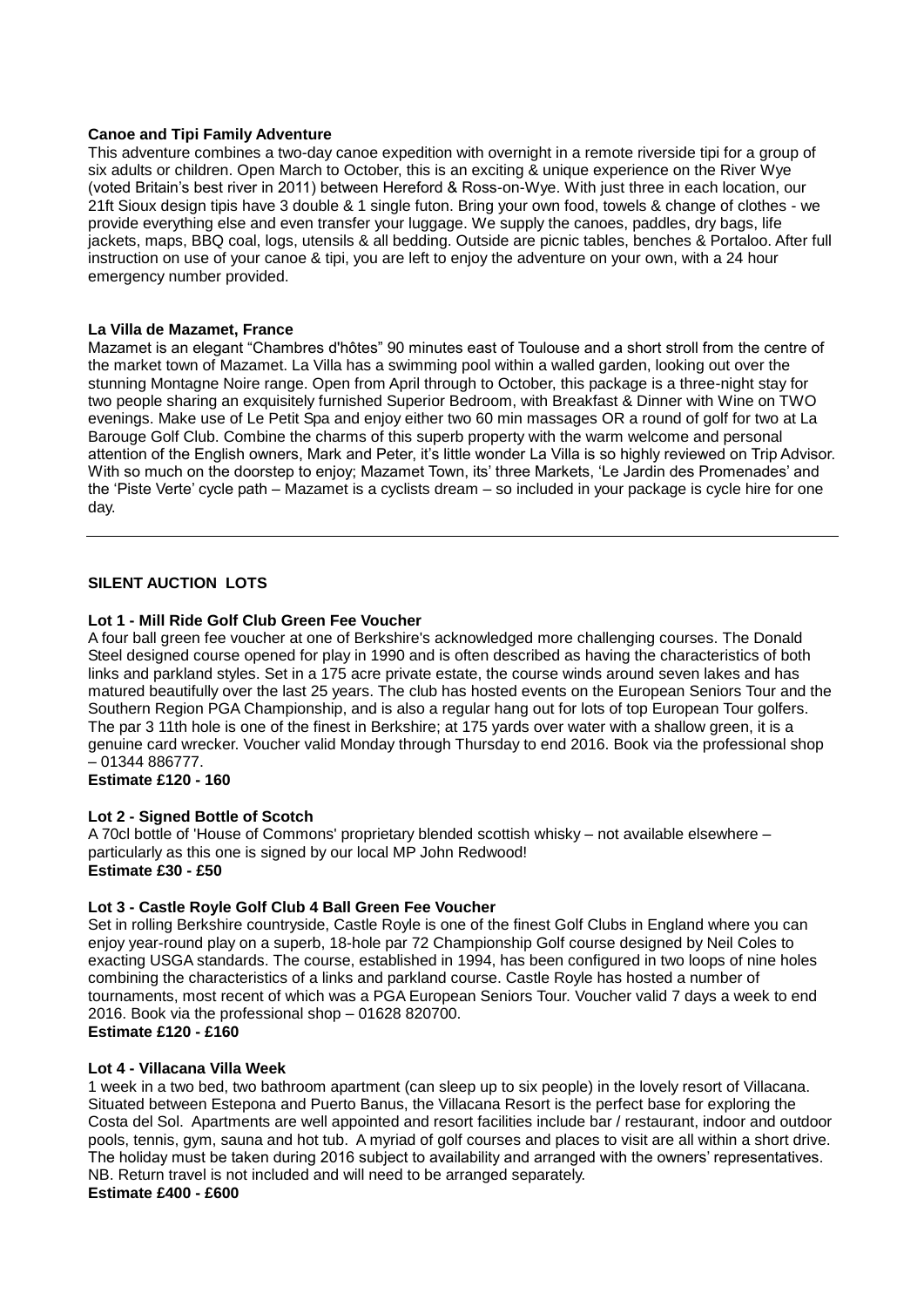**Canoe and Tipi Family Adventure**

This adventure combines a two-day canoe expedition with overnight in a remote riverside tipi for a group of six adults or children. Open March to October, this is an exciting & unique experience on the River Wye (voted Britain's best river in 2011) between Hereford & Ross-on-Wye. With just three in each location, our 21ft Sioux design tipis have 3 double & 1 single futon. Bring your own food, towels & change of clothes - we provide everything else and even transfer your luggage. We supply the canoes, paddles, dry bags, life jackets, maps, BBQ coal, logs, utensils & all bedding. Outside are picnic tables, benches & Portaloo. After full instruction on use of your canoe & tipi, you are left to enjoy the adventure on your own, with a 24 hour emergency number provided.

**La Villa de Mazamet, France**

Mazamet is an elegant "Chambres d'hôtes" 90 minutes east of Toulouse and a short stroll from the centre of the market town of Mazamet. La Villa has a swimming pool within a walled garden, looking out over the stunning Montagne Noire range. Open from April through to October, this package is a three-night stay for two people sharing an exquisitely furnished Superior Bedroom, with Breakfast & Dinner with Wine on TWO evenings. Make use of Le Petit Spa and enjoy either two 60 min massages OR a round of golf for two at La Barouge Golf Club. Combine the charms of this superb property with the warm welcome and personal attention of the English owners, Mark and Peter, it's little wonder La Villa is so highly reviewed on Trip Advisor. With so much on the doorstep to enjoy; Mazamet Town, its' three Markets, 'Le Jardin des Promenades' and the 'Piste Verte' cycle path – Mazamet is a cyclists dream – so included in your package is cycle hire for one day.

---

**SILENT AUCTION LOTS**

**Lot 1 - Mill Ride Golf Club Green Fee Voucher**

A four ball green fee voucher at one of Berkshire's acknowledged more challenging courses. The Donald Steel designed course opened for play in 1990 and is often described as having the characteristics of both links and parkland styles. Set in a 175 acre private estate, the course winds around seven lakes and has matured beautifully over the last 25 years. The club has hosted events on the European Seniors Tour and the Southern Region PGA Championship, and is also a regular hang out for lots of top European Tour golfers. The par 3 11th hole is one of the finest in Berkshire; at 175 yards over water with a shallow green, it is a genuine card wrecker. Voucher valid Monday through Thursday to end 2016. Book via the professional shop – 01344 886777.

**Estimate £120 - 160**

**Lot 2 - Signed Bottle of Scotch**

A 70cl bottle of 'House of Commons' proprietary blended scottish whisky – not available elsewhere – particularly as this one is signed by our local MP John Redwood!

**Estimate £30 - £50**

**Lot 3 - Castle Royle Golf Club 4 Ball Green Fee Voucher**

Set in rolling Berkshire countryside, Castle Royle is one of the finest Golf Clubs in England where you can enjoy year-round play on a superb, 18-hole par 72 Championship Golf course designed by Neil Coles to exacting USGA standards. The course, established in 1994, has been configured in two loops of nine holes combining the characteristics of a links and parkland course. Castle Royle has hosted a number of tournaments, most recent of which was a PGA European Seniors Tour. Voucher valid 7 days a week to end 2016. Book via the professional shop – 01628 820700.

**Estimate £120 - £160**

**Lot 4 - Villacana Villa Week**

1 week in a two bed, two bathroom apartment (can sleep up to six people) in the lovely resort of Villacana. Situated between Estepona and Puerto Banus, the Villacana Resort is the perfect base for exploring the Costa del Sol. Apartments are well appointed and resort facilities include bar / restaurant, indoor and outdoor pools, tennis, gym, sauna and hot tub. A myriad of golf courses and places to visit are all within a short drive. The holiday must be taken during 2016 subject to availability and arranged with the owners' representatives. NB. Return travel is not included and will need to be arranged separately.

**Estimate £400 - £600**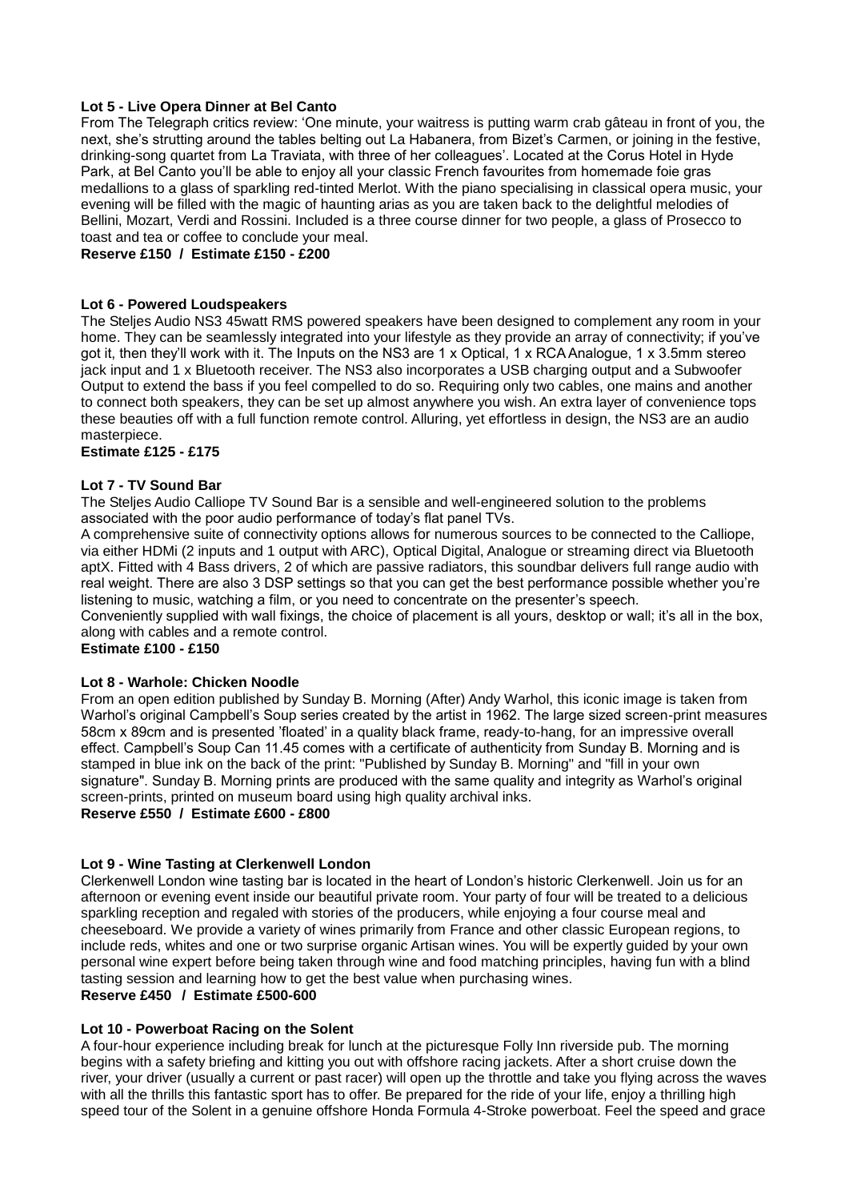**Lot 5 - Live Opera Dinner at Bel Canto**

From The Telegraph critics review: 'One minute, your waitress is putting warm crab gâteau in front of you, the next, she's strutting around the tables belting out La Habanera, from Bizet's Carmen, or joining in the festive, drinking-song quartet from La Traviata, with three of her colleagues'. Located at the Corus Hotel in Hyde Park, at Bel Canto you'll be able to enjoy all your classic French favourites from homemade foie gras medallions to a glass of sparkling red-tinted Merlot. With the piano specialising in classical opera music, your evening will be filled with the magic of haunting arias as you are taken back to the delightful melodies of Bellini, Mozart, Verdi and Rossini. Included is a three course dinner for two people, a glass of Prosecco to toast and tea or coffee to conclude your meal.

**Reserve £150 / Estimate £150 - £200**

**Lot 6 - Powered Loudspeakers**

The Steljes Audio NS3 45watt RMS powered speakers have been designed to complement any room in your home. They can be seamlessly integrated into your lifestyle as they provide an array of connectivity; if you've got it, then they'll work with it. The Inputs on the NS3 are 1 x Optical, 1 x RCA Analogue, 1 x 3.5mm stereo jack input and 1 x Bluetooth receiver. The NS3 also incorporates a USB charging output and a Subwoofer Output to extend the bass if you feel compelled to do so. Requiring only two cables, one mains and another to connect both speakers, they can be set up almost anywhere you wish. An extra layer of convenience tops these beauties off with a full function remote control. Alluring, yet effortless in design, the NS3 are an audio masterpiece.

**Estimate £125 - £175**

**Lot 7 - TV Sound Bar**

The Steljes Audio Calliope TV Sound Bar is a sensible and well-engineered solution to the problems associated with the poor audio performance of today's flat panel TVs.

A comprehensive suite of connectivity options allows for numerous sources to be connected to the Calliope, via either HDMi (2 inputs and 1 output with ARC), Optical Digital, Analogue or streaming direct via Bluetooth aptX. Fitted with 4 Bass drivers, 2 of which are passive radiators, this soundbar delivers full range audio with real weight. There are also 3 DSP settings so that you can get the best performance possible whether you're listening to music, watching a film, or you need to concentrate on the presenter's speech.

Conveniently supplied with wall fixings, the choice of placement is all yours, desktop or wall; it's all in the box, along with cables and a remote control.

**Estimate £100 - £150**

**Lot 8 - Warhole: Chicken Noodle**

From an open edition published by Sunday B. Morning (After) Andy Warhol, this iconic image is taken from Warhol's original Campbell's Soup series created by the artist in 1962. The large sized screen-print measures 58cm x 89cm and is presented 'floated' in a quality black frame, ready-to-hang, for an impressive overall effect. Campbell's Soup Can 11.45 comes with a certificate of authenticity from Sunday B. Morning and is stamped in blue ink on the back of the print: "Published by Sunday B. Morning" and "fill in your own signature". Sunday B. Morning prints are produced with the same quality and integrity as Warhol's original screen-prints, printed on museum board using high quality archival inks.

**Reserve £550 / Estimate £600 - £800**

**Lot 9 - Wine Tasting at Clerkenwell London**

Clerkenwell London wine tasting bar is located in the heart of London's historic Clerkenwell. Join us for an afternoon or evening event inside our beautiful private room. Your party of four will be treated to a delicious sparkling reception and regaled with stories of the producers, while enjoying a four course meal and cheeseboard. We provide a variety of wines primarily from France and other classic European regions, to include reds, whites and one or two surprise organic Artisan wines. You will be expertly guided by your own personal wine expert before being taken through wine and food matching principles, having fun with a blind tasting session and learning how to get the best value when purchasing wines.

**Reserve £450 / Estimate £500-600**

**Lot 10 - Powerboat Racing on the Solent**

A four-hour experience including break for lunch at the picturesque Folly Inn riverside pub. The morning begins with a safety briefing and kitting you out with offshore racing jackets. After a short cruise down the river, your driver (usually a current or past racer) will open up the throttle and take you flying across the waves with all the thrills this fantastic sport has to offer. Be prepared for the ride of your life, enjoy a thrilling high speed tour of the Solent in a genuine offshore Honda Formula 4-Stroke powerboat. Feel the speed and grace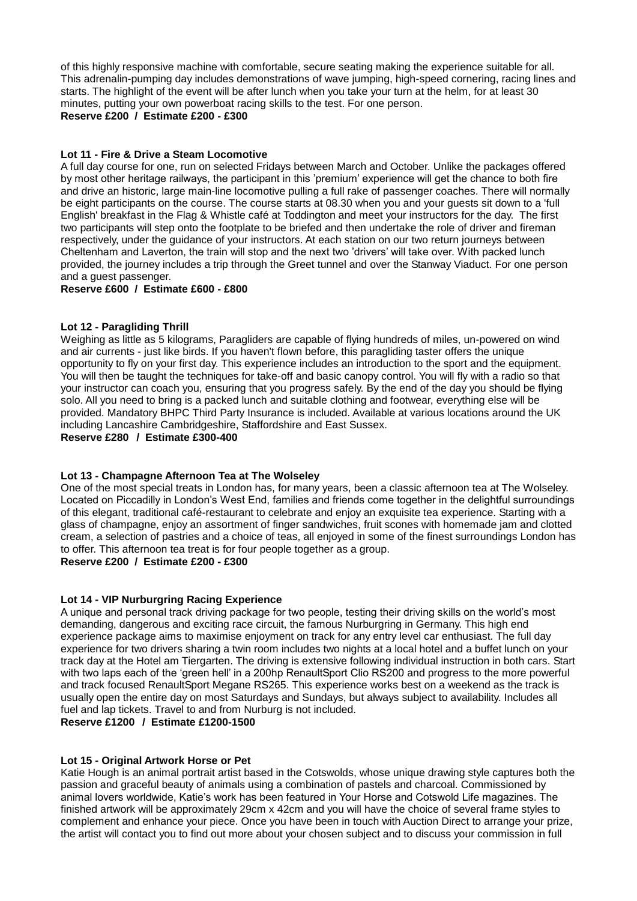of this highly responsive machine with comfortable, secure seating making the experience suitable for all. This adrenalin-pumping day includes demonstrations of wave jumping, high-speed cornering, racing lines and starts. The highlight of the event will be after lunch when you take your turn at the helm, for at least 30 minutes, putting your own powerboat racing skills to the test. For one person.
**Reserve £200 / Estimate £200 - £300**

**Lot 11 - Fire & Drive a Steam Locomotive**
A full day course for one, run on selected Fridays between March and October. Unlike the packages offered by most other heritage railways, the participant in this 'premium' experience will get the chance to both fire and drive an historic, large main-line locomotive pulling a full rake of passenger coaches. There will normally be eight participants on the course. The course starts at 08.30 when you and your guests sit down to a 'full English' breakfast in the Flag & Whistle café at Toddington and meet your instructors for the day. The first two participants will step onto the footplate to be briefed and then undertake the role of driver and fireman respectively, under the guidance of your instructors. At each station on our two return journeys between Cheltenham and Laverton, the train will stop and the next two 'drivers' will take over. With packed lunch provided, the journey includes a trip through the Greet tunnel and over the Stanway Viaduct. For one person and a guest passenger.
**Reserve £600 / Estimate £600 - £800**

**Lot 12 - Paragliding Thrill**
Weighing as little as 5 kilograms, Paragliders are capable of flying hundreds of miles, un-powered on wind and air currents - just like birds. If you haven't flown before, this paragliding taster offers the unique opportunity to fly on your first day. This experience includes an introduction to the sport and the equipment. You will then be taught the techniques for take-off and basic canopy control. You will fly with a radio so that your instructor can coach you, ensuring that you progress safely. By the end of the day you should be flying solo. All you need to bring is a packed lunch and suitable clothing and footwear, everything else will be provided. Mandatory BHPC Third Party Insurance is included. Available at various locations around the UK including Lancashire Cambridgeshire, Staffordshire and East Sussex.
**Reserve £280 / Estimate £300-400**

**Lot 13 - Champagne Afternoon Tea at The Wolseley**
One of the most special treats in London has, for many years, been a classic afternoon tea at The Wolseley. Located on Piccadilly in London's West End, families and friends come together in the delightful surroundings of this elegant, traditional café-restaurant to celebrate and enjoy an exquisite tea experience. Starting with a glass of champagne, enjoy an assortment of finger sandwiches, fruit scones with homemade jam and clotted cream, a selection of pastries and a choice of teas, all enjoyed in some of the finest surroundings London has to offer. This afternoon tea treat is for four people together as a group.
**Reserve £200 / Estimate £200 - £300**

**Lot 14 - VIP Nurburgring Racing Experience**
A unique and personal track driving package for two people, testing their driving skills on the world's most demanding, dangerous and exciting race circuit, the famous Nurburgring in Germany. This high end experience package aims to maximise enjoyment on track for any entry level car enthusiast. The full day experience for two drivers sharing a twin room includes two nights at a local hotel and a buffet lunch on your track day at the Hotel am Tiergarten. The driving is extensive following individual instruction in both cars. Start with two laps each of the 'green hell' in a 200hp RenaultSport Clio RS200 and progress to the more powerful and track focused RenaultSport Megane RS265. This experience works best on a weekend as the track is usually open the entire day on most Saturdays and Sundays, but always subject to availability. Includes all fuel and lap tickets. Travel to and from Nurburg is not included.
**Reserve £1200 / Estimate £1200-1500**

**Lot 15 - Original Artwork Horse or Pet**
Katie Hough is an animal portrait artist based in the Cotswolds, whose unique drawing style captures both the passion and graceful beauty of animals using a combination of pastels and charcoal. Commissioned by animal lovers worldwide, Katie's work has been featured in Your Horse and Cotswold Life magazines. The finished artwork will be approximately 29cm x 42cm and you will have the choice of several frame styles to complement and enhance your piece. Once you have been in touch with Auction Direct to arrange your prize, the artist will contact you to find out more about your chosen subject and to discuss your commission in full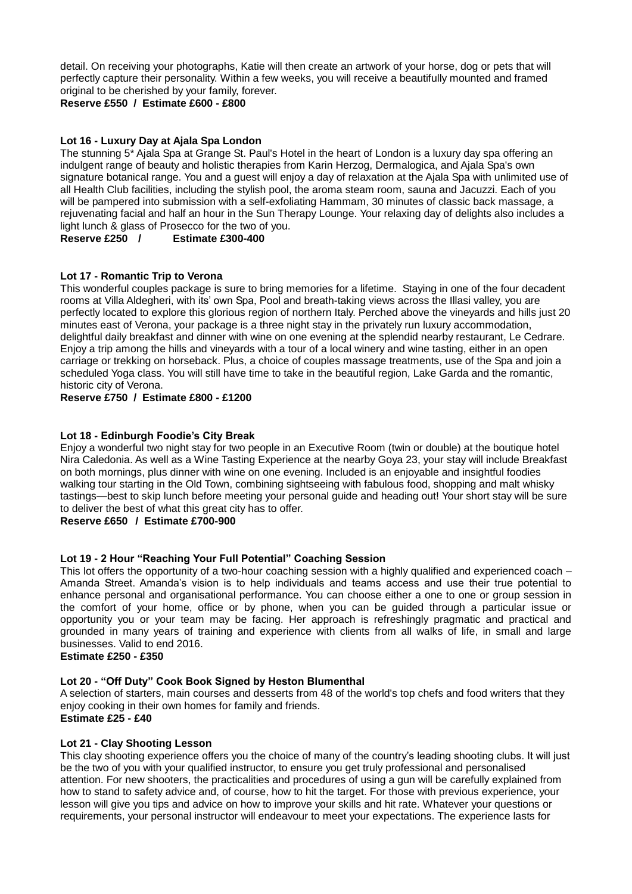detail. On receiving your photographs, Katie will then create an artwork of your horse, dog or pets that will perfectly capture their personality. Within a few weeks, you will receive a beautifully mounted and framed original to be cherished by your family, forever.

**Reserve £550 / Estimate £600 - £800**

**Lot 16 - Luxury Day at Ajala Spa London**

The stunning 5* Ajala Spa at Grange St. Paul's Hotel in the heart of London is a luxury day spa offering an indulgent range of beauty and holistic therapies from Karin Herzog, Dermalogica, and Ajala Spa's own signature botanical range. You and a guest will enjoy a day of relaxation at the Ajala Spa with unlimited use of all Health Club facilities, including the stylish pool, the aroma steam room, sauna and Jacuzzi. Each of you will be pampered into submission with a self-exfoliating Hammam, 30 minutes of classic back massage, a rejuvenating facial and half an hour in the Sun Therapy Lounge. Your relaxing day of delights also includes a light lunch & glass of Prosecco for the two of you.

**Reserve £250 / Estimate £300-400**

**Lot 17 - Romantic Trip to Verona**

This wonderful couples package is sure to bring memories for a lifetime. Staying in one of the four decadent rooms at Villa Aldegheri, with its' own Spa, Pool and breath-taking views across the Illasi valley, you are perfectly located to explore this glorious region of northern Italy. Perched above the vineyards and hills just 20 minutes east of Verona, your package is a three night stay in the privately run luxury accommodation, delightful daily breakfast and dinner with wine on one evening at the splendid nearby restaurant, Le Cedrare. Enjoy a trip among the hills and vineyards with a tour of a local winery and wine tasting, either in an open carriage or trekking on horseback. Plus, a choice of couples massage treatments, use of the Spa and join a scheduled Yoga class. You will still have time to take in the beautiful region, Lake Garda and the romantic, historic city of Verona.

**Reserve £750 / Estimate £800 - £1200**

**Lot 18 - Edinburgh Foodie's City Break**

Enjoy a wonderful two night stay for two people in an Executive Room (twin or double) at the boutique hotel Nira Caledonia. As well as a Wine Tasting Experience at the nearby Goya 23, your stay will include Breakfast on both mornings, plus dinner with wine on one evening. Included is an enjoyable and insightful foodies walking tour starting in the Old Town, combining sightseeing with fabulous food, shopping and malt whisky tastings—best to skip lunch before meeting your personal guide and heading out! Your short stay will be sure to deliver the best of what this great city has to offer.

**Reserve £650 / Estimate £700-900**

**Lot 19 - 2 Hour "Reaching Your Full Potential" Coaching Session**

This lot offers the opportunity of a two-hour coaching session with a highly qualified and experienced coach – Amanda Street. Amanda's vision is to help individuals and teams access and use their true potential to enhance personal and organisational performance. You can choose either a one to one or group session in the comfort of your home, office or by phone, when you can be guided through a particular issue or opportunity you or your team may be facing. Her approach is refreshingly pragmatic and practical and grounded in many years of training and experience with clients from all walks of life, in small and large businesses. Valid to end 2016.

**Estimate £250 - £350**

**Lot 20 - "Off Duty" Cook Book Signed by Heston Blumenthal**

A selection of starters, main courses and desserts from 48 of the world's top chefs and food writers that they enjoy cooking in their own homes for family and friends.

**Estimate £25 - £40**

**Lot 21 - Clay Shooting Lesson**

This clay shooting experience offers you the choice of many of the country's leading shooting clubs. It will just be the two of you with your qualified instructor, to ensure you get truly professional and personalised attention. For new shooters, the practicalities and procedures of using a gun will be carefully explained from how to stand to safety advice and, of course, how to hit the target. For those with previous experience, your lesson will give you tips and advice on how to improve your skills and hit rate. Whatever your questions or requirements, your personal instructor will endeavour to meet your expectations. The experience lasts for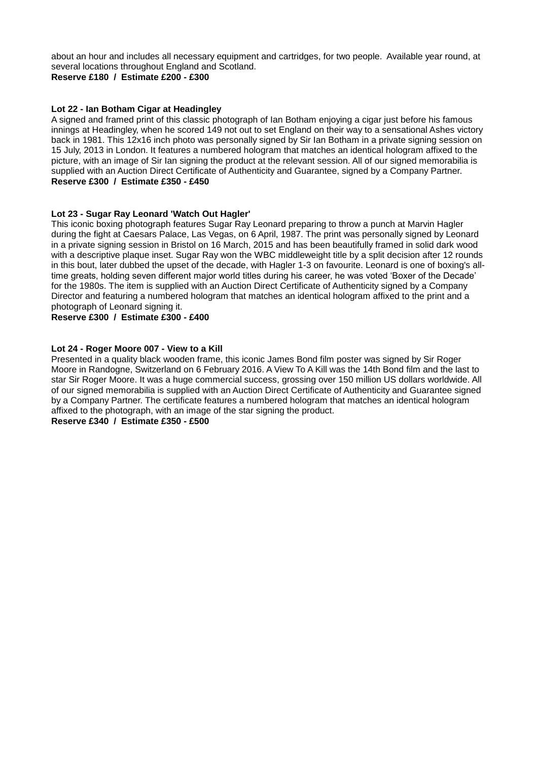about an hour and includes all necessary equipment and cartridges, for two people. Available year round, at several locations throughout England and Scotland.
**Reserve £180 / Estimate £200 - £300**

**Lot 22 - Ian Botham Cigar at Headingley**
A signed and framed print of this classic photograph of Ian Botham enjoying a cigar just before his famous innings at Headingley, when he scored 149 not out to set England on their way to a sensational Ashes victory back in 1981. This 12x16 inch photo was personally signed by Sir Ian Botham in a private signing session on 15 July, 2013 in London. It features a numbered hologram that matches an identical hologram affixed to the picture, with an image of Sir Ian signing the product at the relevant session. All of our signed memorabilia is supplied with an Auction Direct Certificate of Authenticity and Guarantee, signed by a Company Partner.
**Reserve £300 / Estimate £350 - £450**

**Lot 23 - Sugar Ray Leonard 'Watch Out Hagler'**
This iconic boxing photograph features Sugar Ray Leonard preparing to throw a punch at Marvin Hagler during the fight at Caesars Palace, Las Vegas, on 6 April, 1987. The print was personally signed by Leonard in a private signing session in Bristol on 16 March, 2015 and has been beautifully framed in solid dark wood with a descriptive plaque inset. Sugar Ray won the WBC middleweight title by a split decision after 12 rounds in this bout, later dubbed the upset of the decade, with Hagler 1-3 on favourite. Leonard is one of boxing's all-time greats, holding seven different major world titles during his career, he was voted 'Boxer of the Decade' for the 1980s. The item is supplied with an Auction Direct Certificate of Authenticity signed by a Company Director and featuring a numbered hologram that matches an identical hologram affixed to the print and a photograph of Leonard signing it.
**Reserve £300 / Estimate £300 - £400**

**Lot 24 - Roger Moore 007 - View to a Kill**
Presented in a quality black wooden frame, this iconic James Bond film poster was signed by Sir Roger Moore in Randogne, Switzerland on 6 February 2016. A View To A Kill was the 14th Bond film and the last to star Sir Roger Moore. It was a huge commercial success, grossing over 150 million US dollars worldwide. All of our signed memorabilia is supplied with an Auction Direct Certificate of Authenticity and Guarantee signed by a Company Partner. The certificate features a numbered hologram that matches an identical hologram affixed to the photograph, with an image of the star signing the product.
**Reserve £340 / Estimate £350 - £500**